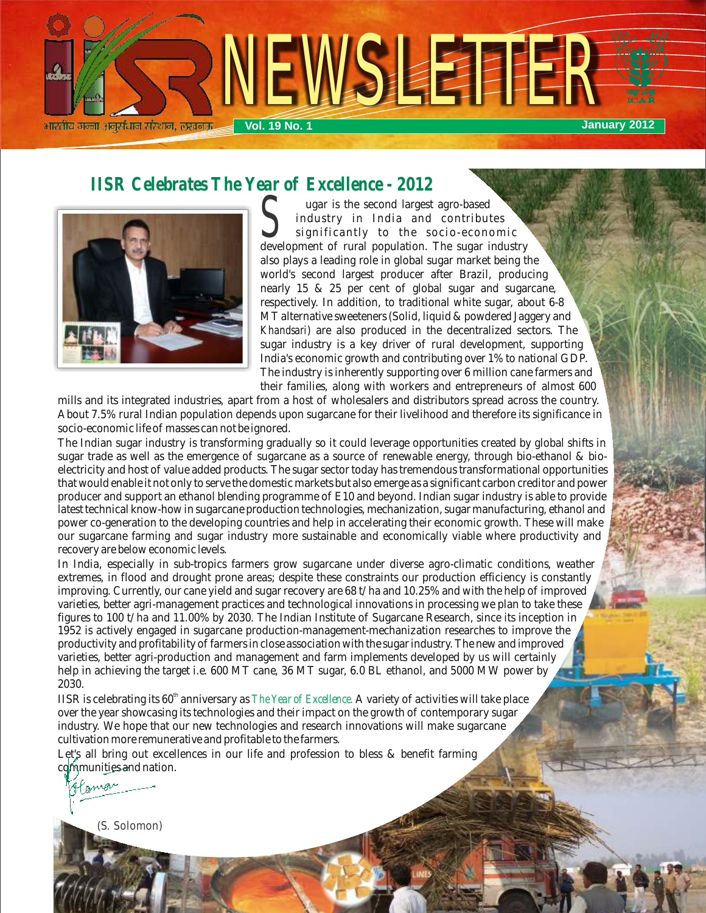# NEWSLETTER

भारतीय गन्ना अनुसंधान संस्थान, लखनऊ

Vol. 19 No. 1 — January 2012

## IISR Celebrates The Year of Excellence - 2012

Sugar is the second largest agro-based industry in India and contributes significantly to the socio-economic development of rural population. The sugar industry also plays a leading role in global sugar market being the world's second largest producer after Brazil, producing nearly 15 & 25 per cent of global sugar and sugarcane, respectively. In addition, to traditional white sugar, about 6-8 MT alternative sweeteners (Solid, liquid & powdered Jaggery and *Khandsari*) are also produced in the decentralized sectors. The sugar industry is a key driver of rural development, supporting India's economic growth and contributing over 1% to national GDP. The industry is inherently supporting over 6 million cane farmers and their families, along with workers and entrepreneurs of almost 600 mills and its integrated industries, apart from a host of wholesalers and distributors spread across the country. About 7.5% rural Indian population depends upon sugarcane for their livelihood and therefore its significance in socio-economic life of masses can not be ignored.

The Indian sugar industry is transforming gradually so it could leverage opportunities created by global shifts in sugar trade as well as the emergence of sugarcane as a source of renewable energy, through bio-ethanol & bio-electricity and host of value added products. The sugar sector today has tremendous transformational opportunities that would enable it not only to serve the domestic markets but also emerge as a significant carbon creditor and power producer and support an ethanol blending programme of E10 and beyond. Indian sugar industry is able to provide latest technical know-how in sugarcane production technologies, mechanization, sugar manufacturing, ethanol and power co-generation to the developing countries and help in accelerating their economic growth. These will make our sugarcane farming and sugar industry more sustainable and economically viable where productivity and recovery are below economic levels.

In India, especially in sub-tropics farmers grow sugarcane under diverse agro-climatic conditions, weather extremes, in flood and drought prone areas; despite these constraints our production efficiency is constantly improving. Currently, our cane yield and sugar recovery are 68 t/ha and 10.25% and with the help of improved varieties, better agri-management practices and technological innovations in processing we plan to take these figures to 100 t/ha and 11.00% by 2030. The Indian Institute of Sugarcane Research, since its inception in 1952 is actively engaged in sugarcane production-management-mechanization researches to improve the productivity and profitability of farmers in close association with the sugar industry. The new and improved varieties, better agri-production and management and farm implements developed by us will certainly help in achieving the target i.e. 600 MT cane, 36 MT sugar, 6.0 BL ethanol, and 5000 MW power by 2030.

IISR is celebrating its 60th anniversary as *The Year of Excellence*. A variety of activities will take place over the year showcasing its technologies and their impact on the growth of contemporary sugar industry. We hope that our new technologies and research innovations will make sugarcane cultivation more remunerative and profitable to the farmers.

Let's all bring out excellences in our life and profession to bless & benefit farming communities and nation.

(S. Solomon)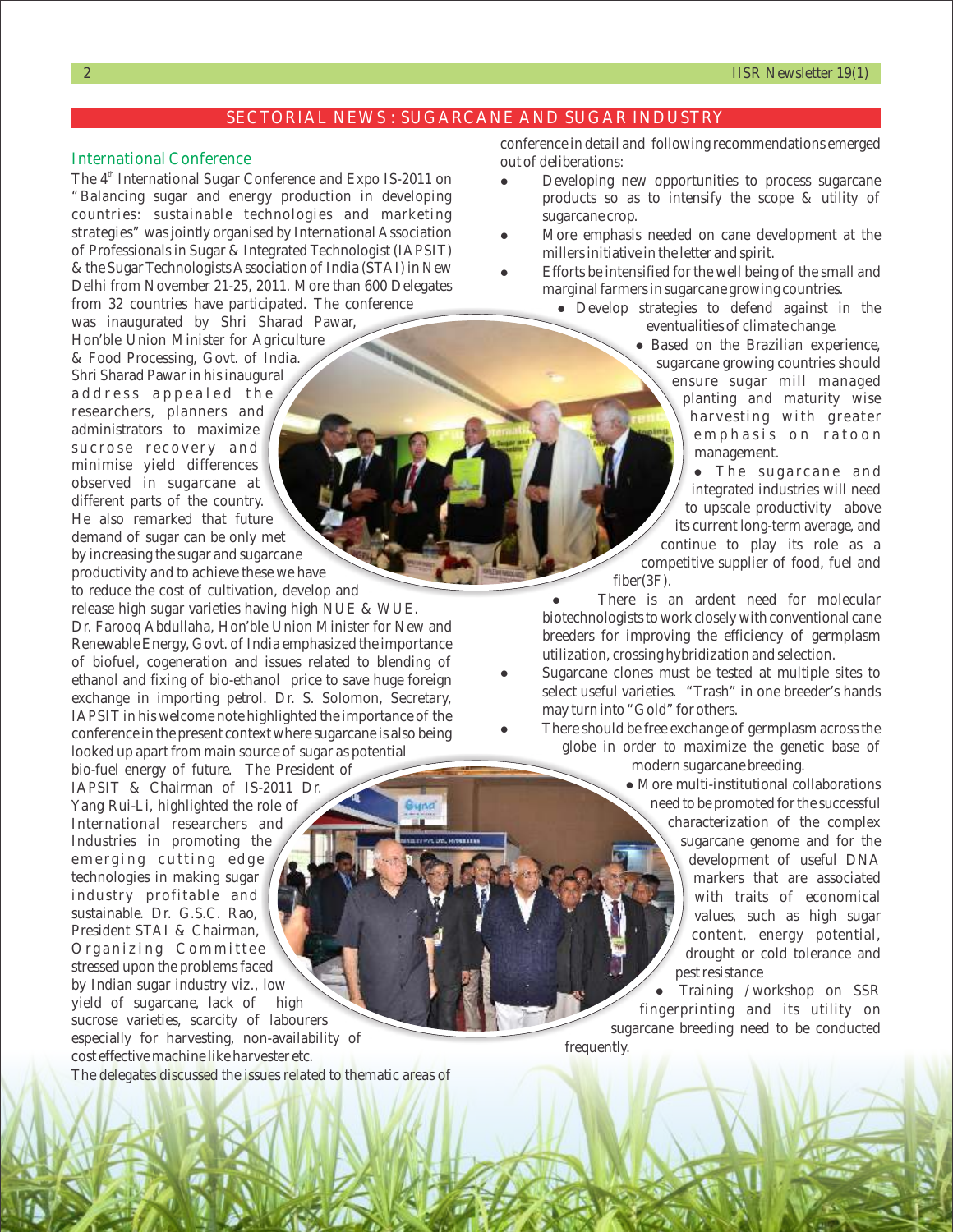## SECTORIAL NEWS : SUGARCANE AND SUGAR INDUSTRY

### International Conference

The 4[th] International Sugar Conference and Expo IS-2011 on "Balancing sugar and energy production in developing countries: sustainable technologies and marketing strategies" was jointly organised by International Association of Professionals in Sugar & Integrated Technologist (IAPSIT) & the Sugar Technologists Association of India (STAI) in New Delhi from November 21-25, 2011. More than 600 Delegates from 32 countries have participated. The conference was inaugurated by Shri Sharad Pawar, Hon'ble Union Minister for Agriculture & Food Processing, Govt. of India. Shri Sharad Pawar in his inaugural address appealed the researchers, planners and administrators to maximize sucrose recovery and minimise yield differences observed in sugarcane at different parts of the country. He also remarked that future demand of sugar can be only met by increasing the sugar and sugarcane productivity and to achieve these we have to reduce the cost of cultivation, develop and release high sugar varieties having high NUE & WUE. Dr. Farooq Abdullaha, Hon'ble Union Minister for New and Renewable Energy, Govt. of India emphasized the importance of biofuel, cogeneration and issues related to blending of ethanol and fixing of bio-ethanol price to save huge foreign exchange in importing petrol. Dr. S. Solomon, Secretary, IAPSIT in his welcome note highlighted the importance of the conference in the present context where sugarcane is also being looked up apart from main source of sugar as potential bio-fuel energy of future. The President of IAPSIT & Chairman of IS-2011 Dr. Yang Rui-Li, highlighted the role of International researchers and Industries in promoting the emerging cutting edge technologies in making sugar industry profitable and sustainable. Dr. G.S.C. Rao, President STAI & Chairman, Organizing Committee stressed upon the problems faced by Indian sugar industry viz., low yield of sugarcane, lack of high sucrose varieties, scarcity of labourers especially for harvesting, non-availability of cost effective machine like harvester etc.

The delegates discussed the issues related to thematic areas of conference in detail and following recommendations emerged out of deliberations:

- Developing new opportunities to process sugarcane products so as to intensify the scope & utility of sugarcane crop.
- More emphasis needed on cane development at the millers initiative in the letter and spirit.
- Efforts be intensified for the well being of the small and marginal farmers in sugarcane growing countries.
- Develop strategies to defend against in the eventualities of climate change.
- Based on the Brazilian experience, sugarcane growing countries should ensure sugar mill managed planting and maturity wise harvesting with greater emphasis on ratoon management.
- The sugarcane and integrated industries will need to upscale productivity above its current long-term average, and continue to play its role as a competitive supplier of food, fuel and fiber(3F).
- There is an ardent need for molecular biotechnologists to work closely with conventional cane breeders for improving the efficiency of germplasm utilization, crossing hybridization and selection.
- Sugarcane clones must be tested at multiple sites to select useful varieties. "Trash" in one breeder's hands may turn into "Gold" for others.
- There should be free exchange of germplasm across the globe in order to maximize the genetic base of modern sugarcane breeding.
- More multi-institutional collaborations need to be promoted for the successful characterization of the complex sugarcane genome and for the development of useful DNA markers that are associated with traits of economical values, such as high sugar content, energy potential, drought or cold tolerance and pest resistance
- Training /workshop on SSR fingerprinting and its utility on sugarcane breeding need to be conducted frequently.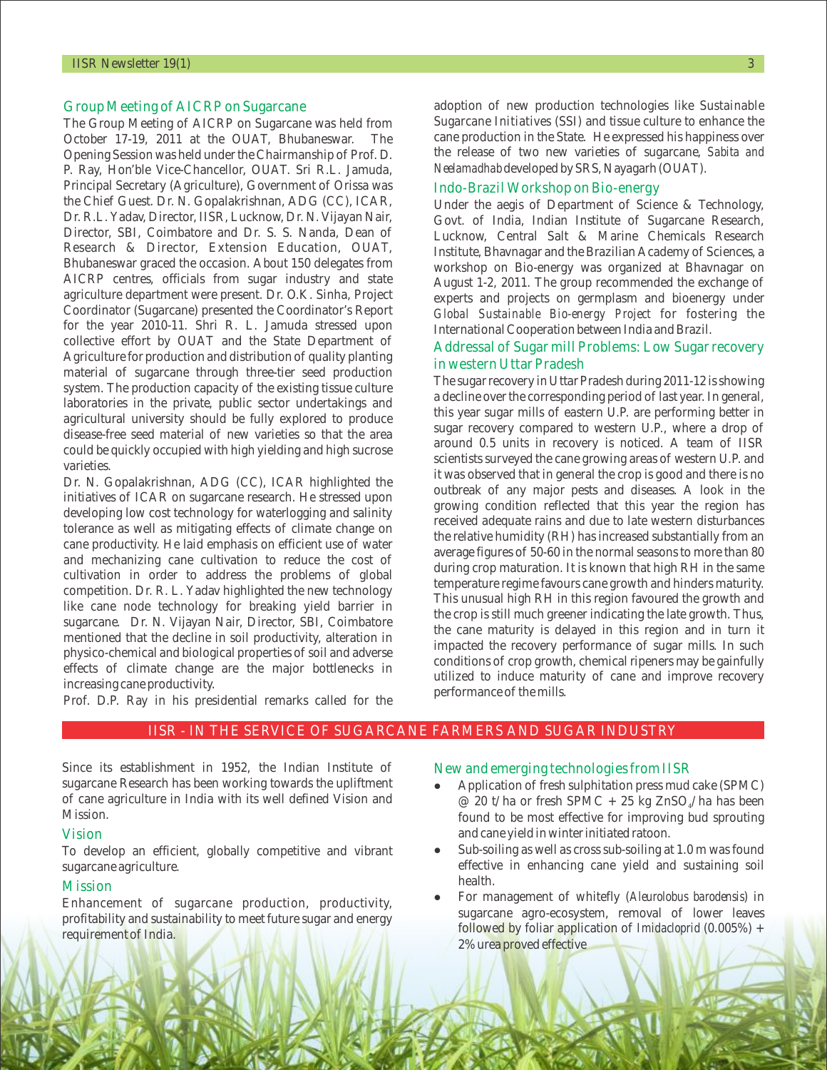## Group Meeting of AICRP on Sugarcane

The Group Meeting of AICRP on Sugarcane was held from October 17-19, 2011 at the OUAT, Bhubaneswar. The Opening Session was held under the Chairmanship of Prof. D. P. Ray, Hon'ble Vice-Chancellor, OUAT. Sri R.L. Jamuda, Principal Secretary (Agriculture), Government of Orissa was the Chief Guest. Dr. N. Gopalakrishnan, ADG (CC), ICAR, Dr. R.L. Yadav, Director, IISR, Lucknow, Dr. N. Vijayan Nair, Director, SBI, Coimbatore and Dr. S. S. Nanda, Dean of Research & Director, Extension Education, OUAT, Bhubaneswar graced the occasion. About 150 delegates from AICRP centres, officials from sugar industry and state agriculture department were present. Dr. O.K. Sinha, Project Coordinator (Sugarcane) presented the Coordinator's Report for the year 2010-11. Shri R. L. Jamuda stressed upon collective effort by OUAT and the State Department of Agriculture for production and distribution of quality planting material of sugarcane through three-tier seed production system. The production capacity of the existing tissue culture laboratories in the private, public sector undertakings and agricultural university should be fully explored to produce disease-free seed material of new varieties so that the area could be quickly occupied with high yielding and high sucrose varieties.

Dr. N. Gopalakrishnan, ADG (CC), ICAR highlighted the initiatives of ICAR on sugarcane research. He stressed upon developing low cost technology for waterlogging and salinity tolerance as well as mitigating effects of climate change on cane productivity. He laid emphasis on efficient use of water and mechanizing cane cultivation to reduce the cost of cultivation in order to address the problems of global competition. Dr. R. L. Yadav highlighted the new technology like cane node technology for breaking yield barrier in sugarcane. Dr. N. Vijayan Nair, Director, SBI, Coimbatore mentioned that the decline in soil productivity, alteration in physico-chemical and biological properties of soil and adverse effects of climate change are the major bottlenecks in increasing cane productivity.

Prof. D.P. Ray in his presidential remarks called for the adoption of new production technologies like Sustainable Sugarcane Initiatives (SSI) and tissue culture to enhance the cane production in the State. He expressed his happiness over the release of two new varieties of sugarcane, *Sabita and Neelamadhab* developed by SRS, Nayagarh (OUAT).

## Indo-Brazil Workshop on Bio-energy

Under the aegis of Department of Science & Technology, Govt. of India, Indian Institute of Sugarcane Research, Lucknow, Central Salt & Marine Chemicals Research Institute, Bhavnagar and the Brazilian Academy of Sciences, a workshop on Bio-energy was organized at Bhavnagar on August 1-2, 2011. The group recommended the exchange of experts and projects on germplasm and bioenergy under *Global Sustainable Bio-energy Project* for fostering the International Cooperation between India and Brazil.

## Addressal of Sugar mill Problems: Low Sugar recovery in western Uttar Pradesh

The sugar recovery in Uttar Pradesh during 2011-12 is showing a decline over the corresponding period of last year. In general, this year sugar mills of eastern U.P. are performing better in sugar recovery compared to western U.P., where a drop of around 0.5 units in recovery is noticed. A team of IISR scientists surveyed the cane growing areas of western U.P. and it was observed that in general the crop is good and there is no outbreak of any major pests and diseases. A look in the growing condition reflected that this year the region has received adequate rains and due to late western disturbances the relative humidity (RH) has increased substantially from an average figures of 50-60 in the normal seasons to more than 80 during crop maturation. It is known that high RH in the same temperature regime favours cane growth and hinders maturity. This unusual high RH in this region favoured the growth and the crop is still much greener indicating the late growth. Thus, the cane maturity is delayed in this region and in turn it impacted the recovery performance of sugar mills. In such conditions of crop growth, chemical ripeners may be gainfully utilized to induce maturity of cane and improve recovery performance of the mills.

# IISR - IN THE SERVICE OF SUGARCANE FARMERS AND SUGAR INDUSTRY

Since its establishment in 1952, the Indian Institute of sugarcane Research has been working towards the upliftment of cane agriculture in India with its well defined Vision and Mission.

## Vision

To develop an efficient, globally competitive and vibrant sugarcane agriculture.

## Mission

Enhancement of sugarcane production, productivity, profitability and sustainability to meet future sugar and energy requirement of India.

## New and emerging technologies from IISR

- Application of fresh sulphitation press mud cake (SPMC) @ 20 t/ha or fresh SPMC + 25 kg $ZnSO_4$/ha has been found to be most effective for improving bud sprouting and cane yield in winter initiated ratoon.
- Sub-soiling as well as cross sub-soiling at 1.0 m was found effective in enhancing cane yield and sustaining soil health.
- For management of whitefly (*Aleurolobus barodensis*) in sugarcane agro-ecosystem, removal of lower leaves followed by foliar application of *Imidacloprid* (0.005%) + 2% urea proved effective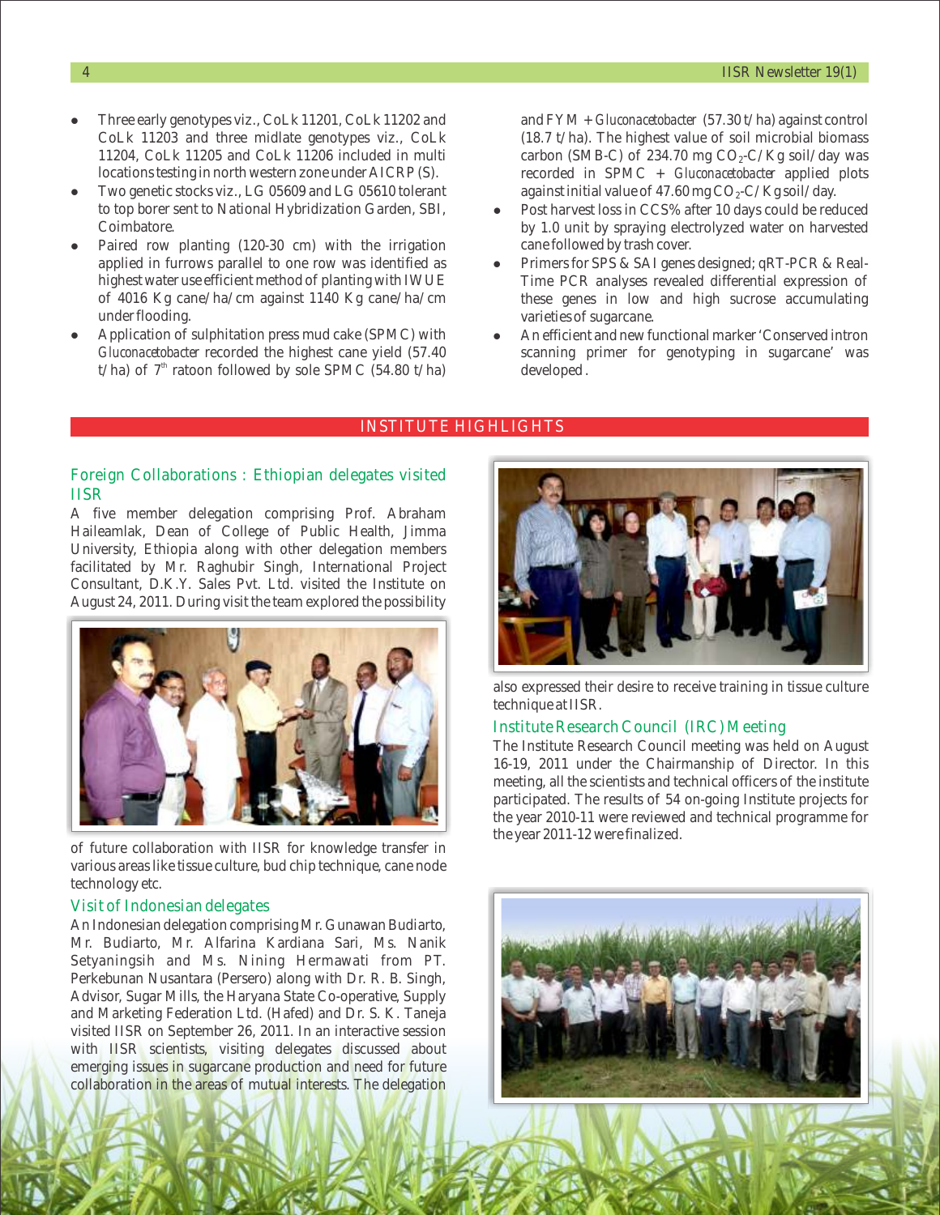- Three early genotypes viz., CoLk 11201, CoLk 11202 and CoLk 11203 and three midlate genotypes viz., CoLk 11204, CoLk 11205 and CoLk 11206 included in multi locations testing in north western zone under AICRP (S).
- Two genetic stocks viz., LG 05609 and LG 05610 tolerant to top borer sent to National Hybridization Garden, SBI, Coimbatore.
- Paired row planting (120-30 cm) with the irrigation applied in furrows parallel to one row was identified as highest water use efficient method of planting with IWUE of 4016 Kg cane/ha/cm against 1140 Kg cane/ha/cm under flooding.
- Application of sulphitation press mud cake (SPMC) with *Gluconacetobacter* recorded the highest cane yield (57.40 t/ha) of 7[th] ratoon followed by sole SPMC (54.80 t/ha) and FYM + *Gluconacetobacter* (57.30 t/ha) against control (18.7 t/ha). The highest value of soil microbial biomass carbon (SMB-C) of 234.70 mg $CO_2$-C/Kg soil/day was recorded in SPMC + *Gluconacetobacter* applied plots against initial value of 47.60 mg $CO_2$-C/Kg soil/day.
- Post harvest loss in CCS% after 10 days could be reduced by 1.0 unit by spraying electrolyzed water on harvested cane followed by trash cover.
- Primers for SPS & SAI genes designed; qRT-PCR & Real-Time PCR analyses revealed differential expression of these genes in low and high sucrose accumulating varieties of sugarcane.
- An efficient and new functional marker 'Conserved intron scanning primer for genotyping in sugarcane' was developed.

## INSTITUTE HIGHLIGHTS

### Foreign Collaborations : Ethiopian delegates visited IISR

A five member delegation comprising Prof. Abraham Haileamlak, Dean of College of Public Health, Jimma University, Ethiopia along with other delegation members facilitated by Mr. Raghubir Singh, International Project Consultant, D.K.Y. Sales Pvt. Ltd. visited the Institute on August 24, 2011. During visit the team explored the possibility of future collaboration with IISR for knowledge transfer in various areas like tissue culture, bud chip technique, cane node technology etc.

### Visit of Indonesian delegates

An Indonesian delegation comprising Mr. Gunawan Budiarto, Mr. Budiarto, Mr. Alfarina Kardiana Sari, Ms. Nanik Setyaningsih and Ms. Nining Hermawati from PT. Perkebunan Nusantara (Persero) along with Dr. R. B. Singh, Advisor, Sugar Mills, the Haryana State Co-operative, Supply and Marketing Federation Ltd. (Hafed) and Dr. S. K. Taneja visited IISR on September 26, 2011. In an interactive session with IISR scientists, visiting delegates discussed about emerging issues in sugarcane production and need for future collaboration in the areas of mutual interests. The delegation also expressed their desire to receive training in tissue culture technique at IISR.

### Institute Research Council (IRC) Meeting

The Institute Research Council meeting was held on August 16-19, 2011 under the Chairmanship of Director. In this meeting, all the scientists and technical officers of the institute participated. The results of 54 on-going Institute projects for the year 2010-11 were reviewed and technical programme for the year 2011-12 were finalized.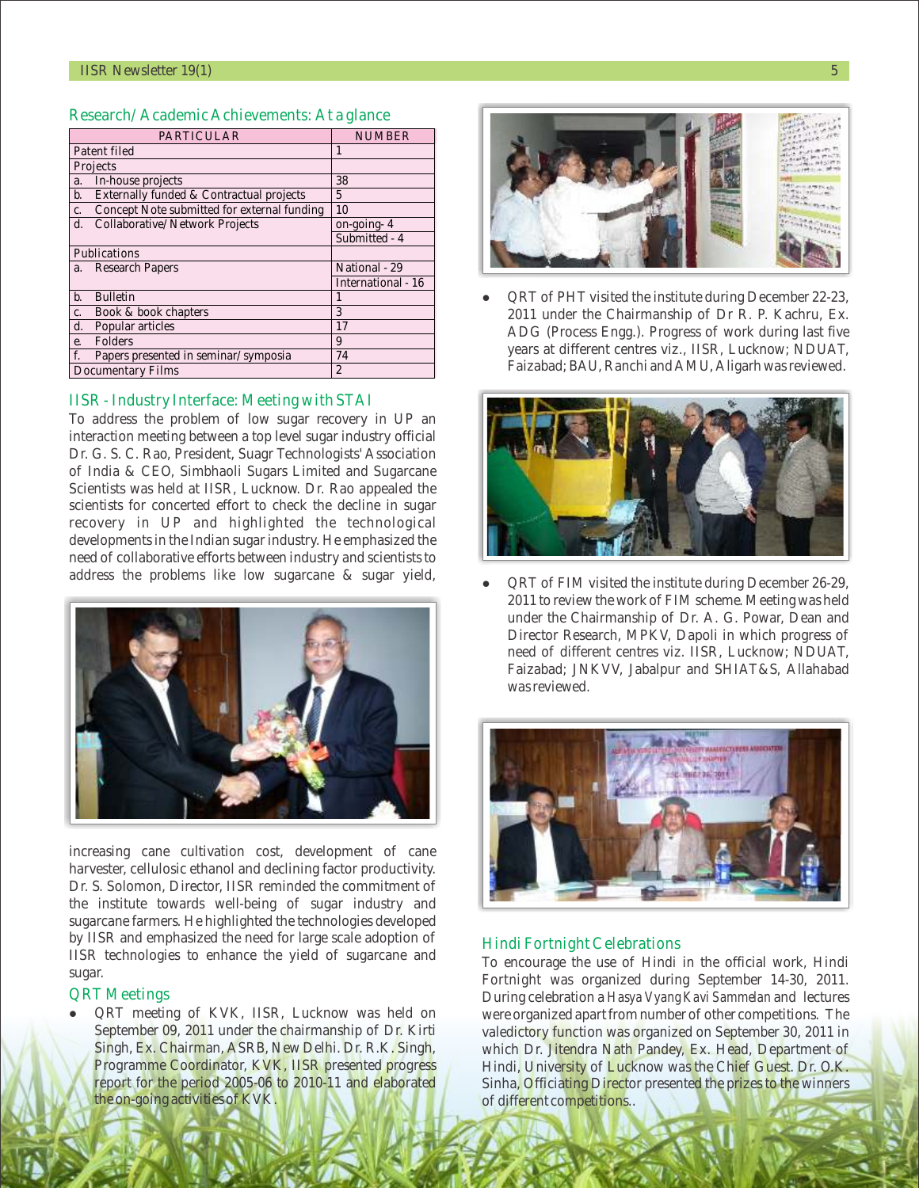## Research/Academic Achievements: At a glance

| PARTICULAR | NUMBER |
|---|---|
| Patent filed | 1 |
| Projects | |
| a. In-house projects | 38 |
| b. Externally funded & Contractual projects | 5 |
| c. Concept Note submitted for external funding | 10 |
| d. Collaborative/Network Projects | on-going- 4 |
| | Submitted - 4 |
| Publications | |
| a. Research Papers | National - 29 |
| | International - 16 |
| b. Bulletin | 1 |
| c. Book & book chapters | 3 |
| d. Popular articles | 17 |
| e. Folders | 9 |
| f. Papers presented in seminar/symposia | 74 |
| Documentary Films | 2 |

## IISR - Industry Interface: Meeting with STAI

To address the problem of low sugar recovery in UP an interaction meeting between a top level sugar industry official Dr. G. S. C. Rao, President, Suagr Technologists' Association of India & CEO, Simbhaoli Sugars Limited and Sugarcane Scientists was held at IISR, Lucknow. Dr. Rao appealed the scientists for concerted effort to check the decline in sugar recovery in UP and highlighted the technological developments in the Indian sugar industry. He emphasized the need of collaborative efforts between industry and scientists to address the problems like low sugarcane & sugar yield, increasing cane cultivation cost, development of cane harvester, cellulosic ethanol and declining factor productivity. Dr. S. Solomon, Director, IISR reminded the commitment of the institute towards well-being of sugar industry and sugarcane farmers. He highlighted the technologies developed by IISR and emphasized the need for large scale adoption of IISR technologies to enhance the yield of sugarcane and sugar.

## QRT Meetings

- QRT meeting of KVK, IISR, Lucknow was held on September 09, 2011 under the chairmanship of Dr. Kirti Singh, Ex. Chairman, ASRB, New Delhi. Dr. R.K. Singh, Programme Coordinator, KVK, IISR presented progress report for the period 2005-06 to 2010-11 and elaborated the on-going activities of KVK.
- QRT of PHT visited the institute during December 22-23, 2011 under the Chairmanship of Dr R. P. Kachru, Ex. ADG (Process Engg.). Progress of work during last five years at different centres viz., IISR, Lucknow; NDUAT, Faizabad; BAU, Ranchi and AMU, Aligarh was reviewed.
- QRT of FIM visited the institute during December 26-29, 2011 to review the work of FIM scheme. Meeting was held under the Chairmanship of Dr. A. G. Powar, Dean and Director Research, MPKV, Dapoli in which progress of need of different centres viz. IISR, Lucknow; NDUAT, Faizabad; JNKVV, Jabalpur and SHIAT&S, Allahabad was reviewed.

## Hindi Fortnight Celebrations

To encourage the use of Hindi in the official work, Hindi Fortnight was organized during September 14-30, 2011. During celebration a *Hasya Vyang Kavi Sammelan* and lectures were organized apart from number of other competitions. The valedictory function was organized on September 30, 2011 in which Dr. Jitendra Nath Pandey, Ex. Head, Department of Hindi, University of Lucknow was the Chief Guest. Dr. O.K. Sinha, Officiating Director presented the prizes to the winners of different competitions..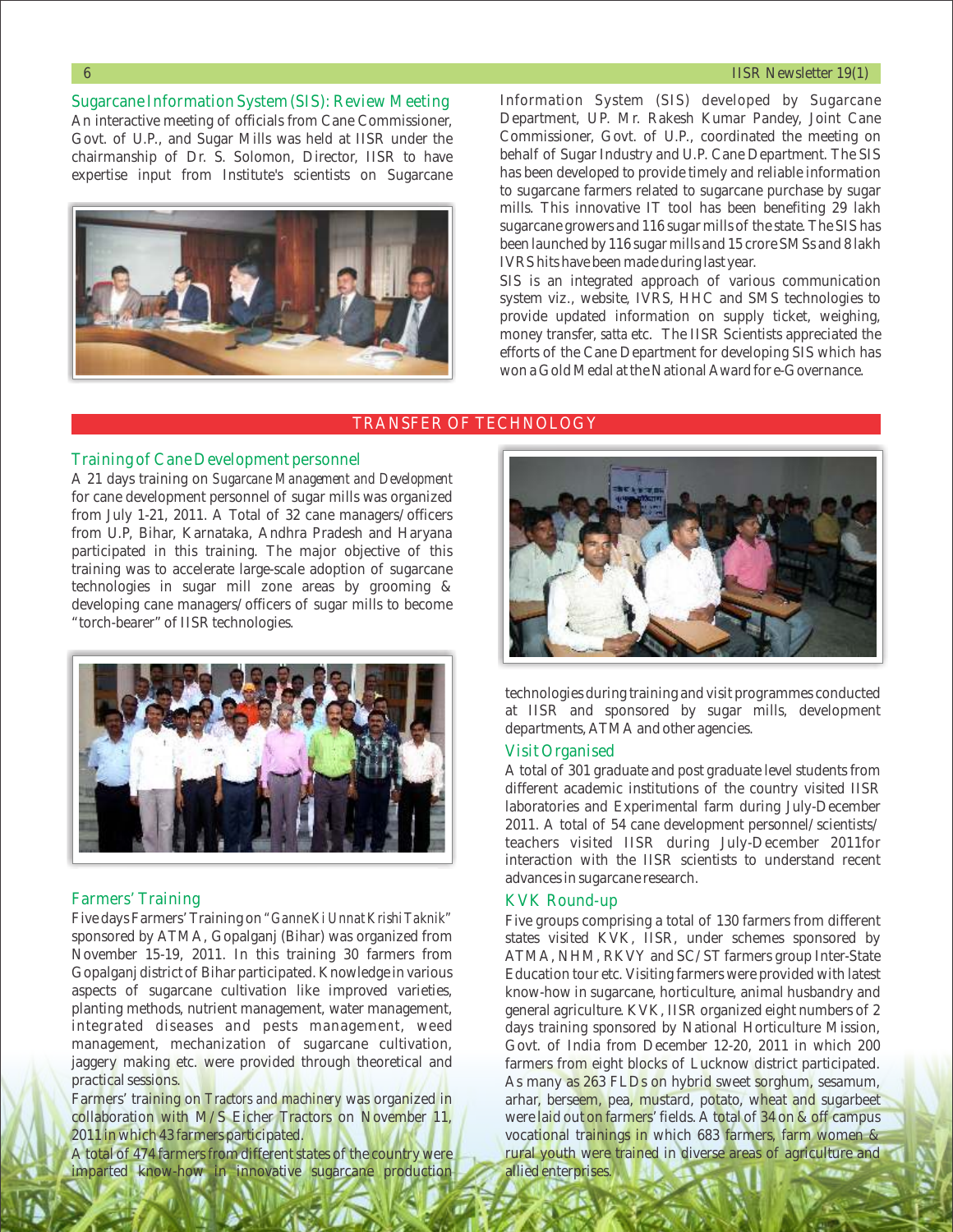## Sugarcane Information System (SIS): Review Meeting

An interactive meeting of officials from Cane Commissioner, Govt. of U.P., and Sugar Mills was held at IISR under the chairmanship of Dr. S. Solomon, Director, IISR to have expertise input from Institute's scientists on Sugarcane Information System (SIS) developed by Sugarcane Department, UP. Mr. Rakesh Kumar Pandey, Joint Cane Commissioner, Govt. of U.P., coordinated the meeting on behalf of Sugar Industry and U.P. Cane Department. The SIS has been developed to provide timely and reliable information to sugarcane farmers related to sugarcane purchase by sugar mills. This innovative IT tool has been benefiting 29 lakh sugarcane growers and 116 sugar mills of the state. The SIS has been launched by 116 sugar mills and 15 crore SMSs and 8 lakh IVRS hits have been made during last year.

SIS is an integrated approach of various communication system viz., website, IVRS, HHC and SMS technologies to provide updated information on supply ticket, weighing, money transfer, *satta* etc. The IISR Scientists appreciated the efforts of the Cane Department for developing SIS which has won a Gold Medal at the National Award for e-Governance.

# TRANSFER OF TECHNOLOGY

## Training of Cane Development personnel

A 21 days training on *Sugarcane Management and Development* for cane development personnel of sugar mills was organized from July 1-21, 2011. A Total of 32 cane managers/officers from U.P, Bihar, Karnataka, Andhra Pradesh and Haryana participated in this training. The major objective of this training was to accelerate large-scale adoption of sugarcane technologies in sugar mill zone areas by grooming & developing cane managers/officers of sugar mills to become "torch-bearer" of IISR technologies.

## Farmers' Training

Five days Farmers' Training on "*Ganne Ki Unnat Krishi Taknik*" sponsored by ATMA, Gopalganj (Bihar) was organized from November 15-19, 2011. In this training 30 farmers from Gopalganj district of Bihar participated. Knowledge in various aspects of sugarcane cultivation like improved varieties, planting methods, nutrient management, water management, integrated diseases and pests management, weed management, mechanization of sugarcane cultivation, jaggery making etc. were provided through theoretical and practical sessions.

Farmers' training on *Tractors and machinery* was organized in collaboration with M/S Eicher Tractors on November 11, 2011 in which 43 farmers participated.

A total of 474 farmers from different states of the country were imparted know-how in innovative sugarcane production technologies during training and visit programmes conducted at IISR and sponsored by sugar mills, development departments, ATMA and other agencies.

## Visit Organised

A total of 301 graduate and post graduate level students from different academic institutions of the country visited IISR laboratories and Experimental farm during July-December 2011. A total of 54 cane development personnel/scientists/teachers visited IISR during July-December 2011for interaction with the IISR scientists to understand recent advances in sugarcane research.

## KVK Round-up

Five groups comprising a total of 130 farmers from different states visited KVK, IISR, under schemes sponsored by ATMA, NHM, RKVY and SC/ST farmers group Inter-State Education tour etc. Visiting farmers were provided with latest know-how in sugarcane, horticulture, animal husbandry and general agriculture. KVK, IISR organized eight numbers of 2 days training sponsored by National Horticulture Mission, Govt. of India from December 12-20, 2011 in which 200 farmers from eight blocks of Lucknow district participated. As many as 263 FLDs on hybrid sweet sorghum, sesamum, arhar, berseem, pea, mustard, potato, wheat and sugarbeet were laid out on farmers' fields. A total of 34 on & off campus vocational trainings in which 683 farmers, farm women & rural youth were trained in diverse areas of agriculture and allied enterprises.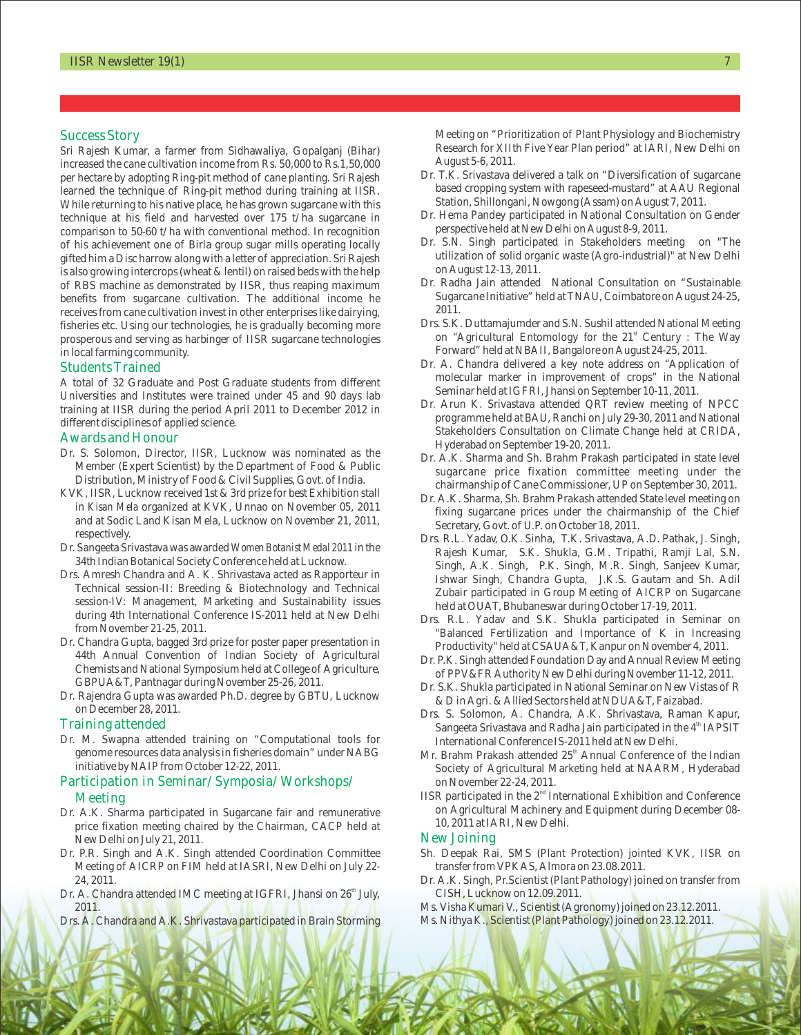## Success Story

Sri Rajesh Kumar, a farmer from Sidhawaliya, Gopalganj (Bihar) increased the cane cultivation income from Rs. 50,000 to Rs.1,50,000 per hectare by adopting Ring-pit method of cane planting. Sri Rajesh learned the technique of Ring-pit method during training at IISR. While returning to his native place, he has grown sugarcane with this technique at his field and harvested over 175 t/ha sugarcane in comparison to 50-60 t/ha with conventional method. In recognition of his achievement one of Birla group sugar mills operating locally gifted him a Disc harrow along with a letter of appreciation. Sri Rajesh is also growing intercrops (wheat & lentil) on raised beds with the help of RBS machine as demonstrated by IISR, thus reaping maximum benefits from sugarcane cultivation. The additional income he receives from cane cultivation invest in other enterprises like dairying, fisheries etc. Using our technologies, he is gradually becoming more prosperous and serving as harbinger of IISR sugarcane technologies in local farming community.

## Students Trained

A total of 32 Graduate and Post Graduate students from different Universities and Institutes were trained under 45 and 90 days lab training at IISR during the period April 2011 to December 2012 in different disciplines of applied science.

## Awards and Honour

- Dr. S. Solomon, Director, IISR, Lucknow was nominated as the Member (Expert Scientist) by the Department of Food & Public Distribution, Ministry of Food & Civil Supplies, Govt. of India.
- KVK, IISR, Lucknow received 1st & 3rd prize for best Exhibition stall in *Kisan Mela* organized at KVK, Unnao on November 05, 2011 and at Sodic Land Kisan Mela, Lucknow on November 21, 2011, respectively.
- Dr. Sangeeta Srivastava was awarded *Women Botanist Medal 2011* in the 34th Indian Botanical Society Conference held at Lucknow.
- Drs. Amresh Chandra and A. K. Shrivastava acted as Rapporteur in Technical session-II: Breeding & Biotechnology and Technical session-IV: Management, Marketing and Sustainability issues during 4th International Conference IS-2011 held at New Delhi from November 21-25, 2011.
- Dr. Chandra Gupta, bagged 3rd prize for poster paper presentation in 44th Annual Convention of Indian Society of Agricultural Chemists and National Symposium held at College of Agriculture, GBPUA&T, Pantnagar during November 25-26, 2011.
- Dr. Rajendra Gupta was awarded Ph.D. degree by GBTU, Lucknow on December 28, 2011.

## Training attended

- Dr. M. Swapna attended training on "Computational tools for genome resources data analysis in fisheries domain" under NABG initiative by NAIP from October 12-22, 2011.

## Participation in Seminar/ Symposia/ Workshops/ Meeting

- Dr. A.K. Sharma participated in Sugarcane fair and remunerative price fixation meeting chaired by the Chairman, CACP held at New Delhi on July 21, 2011.
- Dr. P.R. Singh and A.K. Singh attended Coordination Committee Meeting of AICRP on FIM held at IASRI, New Delhi on July 22-24, 2011.
- Dr. A. Chandra attended IMC meeting at IGFRI, Jhansi on 26th July, 2011.
- Drs. A. Chandra and A.K. Shrivastava participated in Brain Storming Meeting on "Prioritization of Plant Physiology and Biochemistry Research for XIIth Five Year Plan period" at IARI, New Delhi on August 5-6, 2011.
- Dr. T.K. Srivastava delivered a talk on "Diversification of sugarcane based cropping system with rapeseed-mustard" at AAU Regional Station, Shillongani, Nowgong (Assam) on August 7, 2011.
- Dr. Hema Pandey participated in National Consultation on Gender perspective held at New Delhi on August 8-9, 2011.
- Dr. S.N. Singh participated in Stakeholders meeting on "The utilization of solid organic waste (Agro-industrial)" at New Delhi on August 12-13, 2011.
- Dr. Radha Jain attended National Consultation on "Sustainable Sugarcane Initiative" held at TNAU, Coimbatore on August 24-25, 2011.
- Drs. S.K. Duttamajumder and S.N. Sushil attended National Meeting on "Agricultural Entomology for the 21st Century : The Way Forward" held at NBAII, Bangalore on August 24-25, 2011.
- Dr. A. Chandra delivered a key note address on "Application of molecular marker in improvement of crops" in the National Seminar held at IGFRI, Jhansi on September 10-11, 2011.
- Dr. Arun K. Srivastava attended QRT review meeting of NPCC programme held at BAU, Ranchi on July 29-30, 2011 and National Stakeholders Consultation on Climate Change held at CRIDA, Hyderabad on September 19-20, 2011.
- Dr. A.K. Sharma and Sh. Brahm Prakash participated in state level sugarcane price fixation committee meeting under the chairmanship of Cane Commissioner, UP on September 30, 2011.
- Dr. A.K. Sharma, Sh. Brahm Prakash attended State level meeting on fixing sugarcane prices under the chairmanship of the Chief Secretary, Govt. of U.P. on October 18, 2011.
- Drs. R.L. Yadav, O.K. Sinha, T.K. Srivastava, A.D. Pathak, J. Singh, Rajesh Kumar, S.K. Shukla, G.M. Tripathi, Ramji Lal, S.N. Singh, A.K. Singh, P.K. Singh, M.R. Singh, Sanjeev Kumar, Ishwar Singh, Chandra Gupta, J.K.S. Gautam and Sh. Adil Zubair participated in Group Meeting of AICRP on Sugarcane held at OUAT, Bhubaneswar during October 17-19, 2011.
- Drs. R.L. Yadav and S.K. Shukla participated in Seminar on "Balanced Fertilization and Importance of K in Increasing Productivity" held at CSAUA&T, Kanpur on November 4, 2011.
- Dr. P.K. Singh attended Foundation Day and Annual Review Meeting of PPV&FR Authority New Delhi during November 11-12, 2011.
- Dr. S.K. Shukla participated in National Seminar on New Vistas of R & D in Agri. & Allied Sectors held at NDUA&T, Faizabad.
- Drs. S. Solomon, A. Chandra, A.K. Shrivastava, Raman Kapur, Sangeeta Srivastava and Radha Jain participated in the 4th IAPSIT International Conference IS-2011 held at New Delhi.
- Mr. Brahm Prakash attended 25th Annual Conference of the Indian Society of Agricultural Marketing held at NAARM, Hyderabad on November 22-24, 2011.
- IISR participated in the 2nd International Exhibition and Conference on Agricultural Machinery and Equipment during December 08-10, 2011 at IARI, New Delhi.

## New Joining

- Sh. Deepak Rai, SMS (Plant Protection) jointed KVK, IISR on transfer from VPKAS, Almora on 23.08.2011.
- Dr. A.K. Singh, Pr.Scientist (Plant Pathology) joined on transfer from CISH, Lucknow on 12.09.2011.
- Ms. Visha Kumari V., Scientist (Agronomy) joined on 23.12.2011.
- Ms. Nithya K., Scientist (Plant Pathology) joined on 23.12.2011.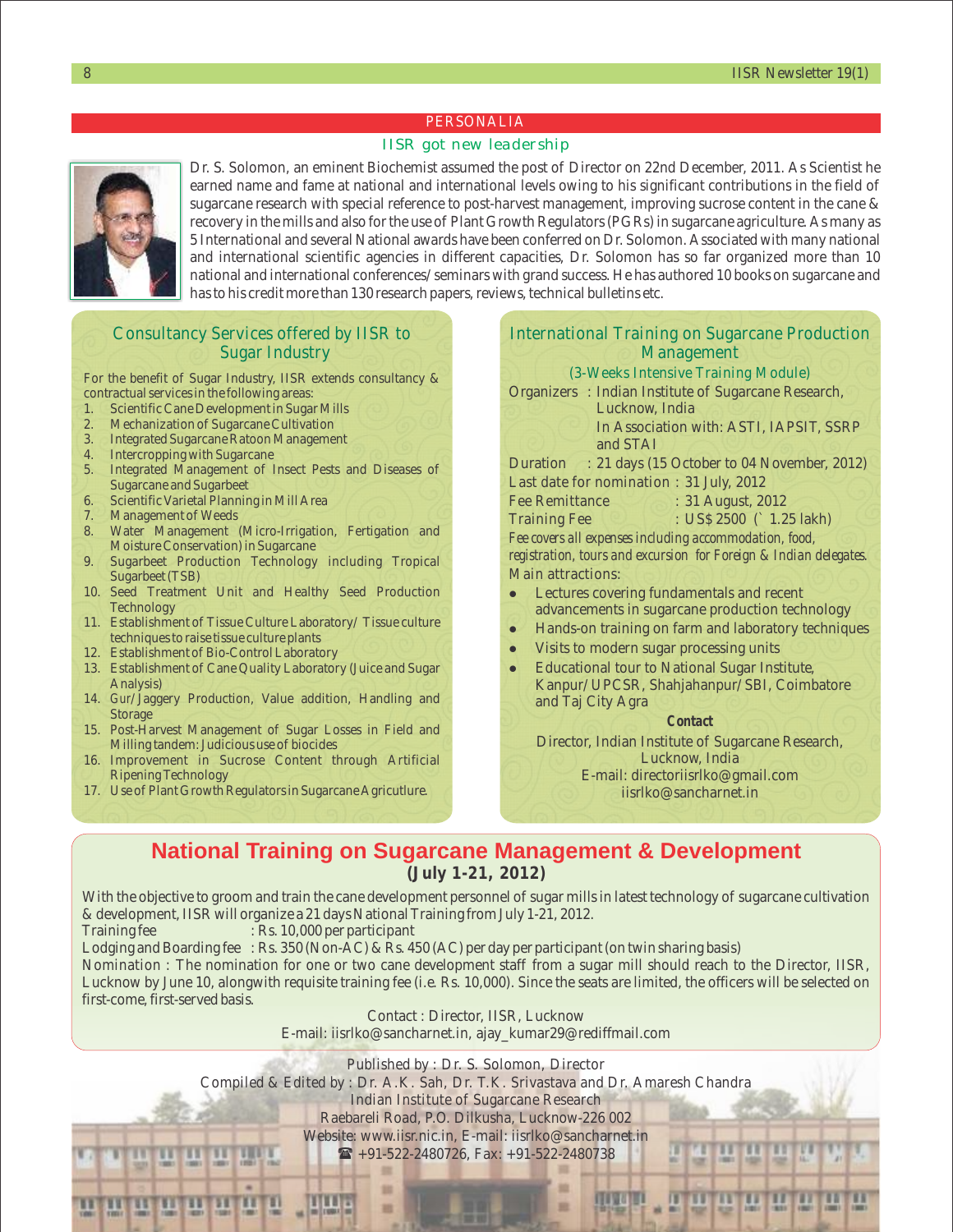## PERSONALIA

### IISR got new leadership

Dr. S. Solomon, an eminent Biochemist assumed the post of Director on 22nd December, 2011. As Scientist he earned name and fame at national and international levels owing to his significant contributions in the field of sugarcane research with special reference to post-harvest management, improving sucrose content in the cane & recovery in the mills and also for the use of Plant Growth Regulators (PGRs) in sugarcane agriculture. As many as 5 International and several National awards have been conferred on Dr. Solomon. Associated with many national and international scientific agencies in different capacities, Dr. Solomon has so far organized more than 10 national and international conferences/seminars with grand success. He has authored 10 books on sugarcane and has to his credit more than 130 research papers, reviews, technical bulletins etc.

### Consultancy Services offered by IISR to Sugar Industry

For the benefit of Sugar Industry, IISR extends consultancy & contractual services in the following areas:

1. Scientific Cane Development in Sugar Mills
2. Mechanization of Sugarcane Cultivation
3. Integrated Sugarcane Ratoon Management
4. Intercropping with Sugarcane
5. Integrated Management of Insect Pests and Diseases of Sugarcane and Sugarbeet
6. Scientific Varietal Planning in Mill Area
7. Management of Weeds
8. Water Management (Micro-Irrigation, Fertigation and Moisture Conservation) in Sugarcane
9. Sugarbeet Production Technology including Tropical Sugarbeet (TSB)
10. Seed Treatment Unit and Healthy Seed Production Technology
11. Establishment of Tissue Culture Laboratory/ Tissue culture techniques to raise tissue culture plants
12. Establishment of Bio-Control Laboratory
13. Establishment of Cane Quality Laboratory (Juice and Sugar Analysis)
14. Gur/Jaggery Production, Value addition, Handling and Storage
15. Post-Harvest Management of Sugar Losses in Field and Milling tandem: Judicious use of biocides
16. Improvement in Sucrose Content through Artificial Ripening Technology
17. Use of Plant Growth Regulators in Sugarcane Agricutlure.

### International Training on Sugarcane Production Management

(3-Weeks Intensive Training Module)

Organizers : Indian Institute of Sugarcane Research, Lucknow, India
In Association with: ASTI, IAPSIT, SSRP and STAI

Duration : 21 days (15 October to 04 November, 2012)
Last date for nomination : 31 July, 2012
Fee Remittance : 31 August, 2012
Training Fee : US$ 2500 (` 1.25 lakh)

*Fee covers all expenses including accommodation, food, registration, tours and excursion for Foreign & Indian delegates.*

Main attractions:

- Lectures covering fundamentals and recent advancements in sugarcane production technology
- Hands-on training on farm and laboratory techniques
- Visits to modern sugar processing units
- Educational tour to National Sugar Institute, Kanpur/UPCSR, Shahjahanpur/SBI, Coimbatore and Taj City Agra

**Contact**

Director, Indian Institute of Sugarcane Research, Lucknow, India
E-mail: directoriisrlko@gmail.com
iisrlko@sancharnet.in

## National Training on Sugarcane Management & Development

**(July 1-21, 2012)**

With the objective to groom and train the cane development personnel of sugar mills in latest technology of sugarcane cultivation & development, IISR will organize a 21 days National Training from July 1-21, 2012.

Training fee : Rs. 10,000 per participant

Lodging and Boarding fee : Rs. 350 (Non-AC) & Rs. 450 (AC) per day per participant (on twin sharing basis)

Nomination : The nomination for one or two cane development staff from a sugar mill should reach to the Director, IISR, Lucknow by June 10, alongwith requisite training fee (i.e. Rs. 10,000). Since the seats are limited, the officers will be selected on first-come, first-served basis.

Contact : Director, IISR, Lucknow
E-mail: iisrlko@sancharnet.in, ajay_kumar29@rediffmail.com

Published by : Dr. S. Solomon, Director
Compiled & Edited by : Dr. A.K. Sah, Dr. T.K. Srivastava and Dr. Amaresh Chandra
Indian Institute of Sugarcane Research
Raebareli Road, P.O. Dilkusha, Lucknow-226 002
Website: www.iisr.nic.in, E-mail: iisrlko@sancharnet.in
☎ +91-522-2480726, Fax: +91-522-2480738